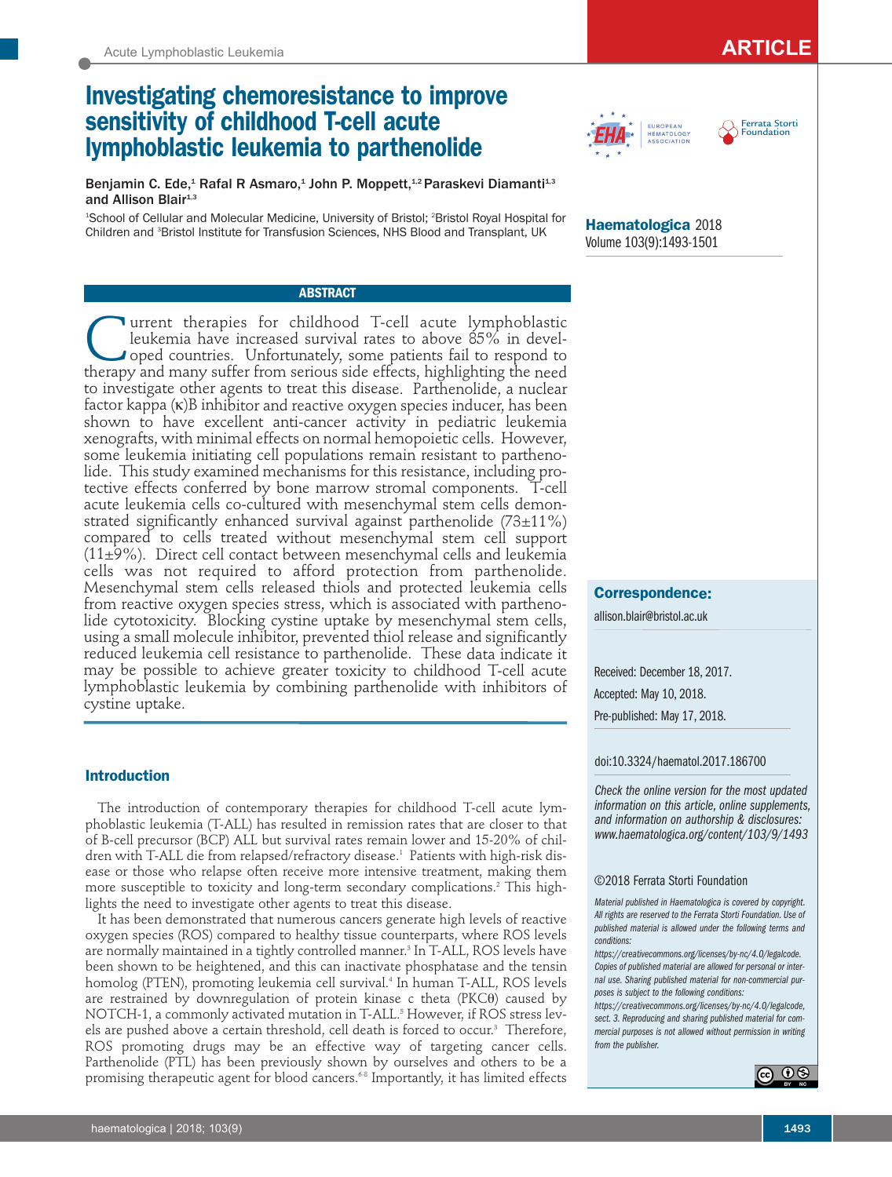ARTICLE

# Investigating chemoresistance to improve sensitivity of childhood T-cell acute lymphoblastic leukemia to parthenolide

**Benjamin C. Ede,[1] Rafal R Asmaro,[1] John P. Moppett,[1,2] Paraskevi Diamanti[1,3] and Allison Blair[1,3]**

[1]School of Cellular and Molecular Medicine, University of Bristol; [2]Bristol Royal Hospital for Children and [3]Bristol Institute for Transfusion Sciences, NHS Blood and Transplant, UK

**Haematologica** 2018
Volume 103(9):1493-1501

## ABSTRACT

Current therapies for childhood T-cell acute lymphoblastic leukemia have increased survival rates to above 85% in developed countries. Unfortunately, some patients fail to respond to therapy and many suffer from serious side effects, highlighting the need to investigate other agents to treat this disease. Parthenolide, a nuclear factor kappa (κ)B inhibitor and reactive oxygen species inducer, has been shown to have excellent anti-cancer activity in pediatric leukemia xenografts, with minimal effects on normal hemopoietic cells. However, some leukemia initiating cell populations remain resistant to parthenolide. This study examined mechanisms for this resistance, including protective effects conferred by bone marrow stromal components. T-cell acute leukemia cells co-cultured with mesenchymal stem cells demonstrated significantly enhanced survival against parthenolide (73±11%) compared to cells treated without mesenchymal stem cell support (11±9%). Direct cell contact between mesenchymal cells and leukemia cells was not required to afford protection from parthenolide. Mesenchymal stem cells released thiols and protected leukemia cells from reactive oxygen species stress, which is associated with parthenolide cytotoxicity. Blocking cystine uptake by mesenchymal stem cells, using a small molecule inhibitor, prevented thiol release and significantly reduced leukemia cell resistance to parthenolide. These data indicate it may be possible to achieve greater toxicity to childhood T-cell acute lymphoblastic leukemia by combining parthenolide with inhibitors of cystine uptake.

**Correspondence:**

allison.blair@bristol.ac.uk

Received: December 18, 2017.
Accepted: May 10, 2018.
Pre-published: May 17, 2018.

doi:10.3324/haematol.2017.186700

*Check the online version for the most updated information on this article, online supplements, and information on authorship & disclosures: www.haematologica.org/content/103/9/1493*

©2018 Ferrata Storti Foundation

*Material published in Haematologica is covered by copyright. All rights are reserved to the Ferrata Storti Foundation. Use of published material is allowed under the following terms and conditions: https://creativecommons.org/licenses/by-nc/4.0/legalcode. Copies of published material are allowed for personal or internal use. Sharing published material for non-commercial purposes is subject to the following conditions: https://creativecommons.org/licenses/by-nc/4.0/legalcode, sect. 3. Reproducing and sharing published material for commercial purposes is not allowed without permission in writing from the publisher.*

## Introduction

The introduction of contemporary therapies for childhood T-cell acute lymphoblastic leukemia (T-ALL) has resulted in remission rates that are closer to that of B-cell precursor (BCP) ALL but survival rates remain lower and 15-20% of children with T-ALL die from relapsed/refractory disease.[1] Patients with high-risk disease or those who relapse often receive more intensive treatment, making them more susceptible to toxicity and long-term secondary complications.[2] This highlights the need to investigate other agents to treat this disease.

It has been demonstrated that numerous cancers generate high levels of reactive oxygen species (ROS) compared to healthy tissue counterparts, where ROS levels are normally maintained in a tightly controlled manner.[3] In T-ALL, ROS levels have been shown to be heightened, and this can inactivate phosphatase and the tensin homolog (PTEN), promoting leukemia cell survival.[4] In human T-ALL, ROS levels are restrained by downregulation of protein kinase c theta (PKCθ) caused by NOTCH-1, a commonly activated mutation in T-ALL.[5] However, if ROS stress levels are pushed above a certain threshold, cell death is forced to occur.[3] Therefore, ROS promoting drugs may be an effective way of targeting cancer cells. Parthenolide (PTL) has been previously shown by ourselves and others to be a promising therapeutic agent for blood cancers.[6-8] Importantly, it has limited effects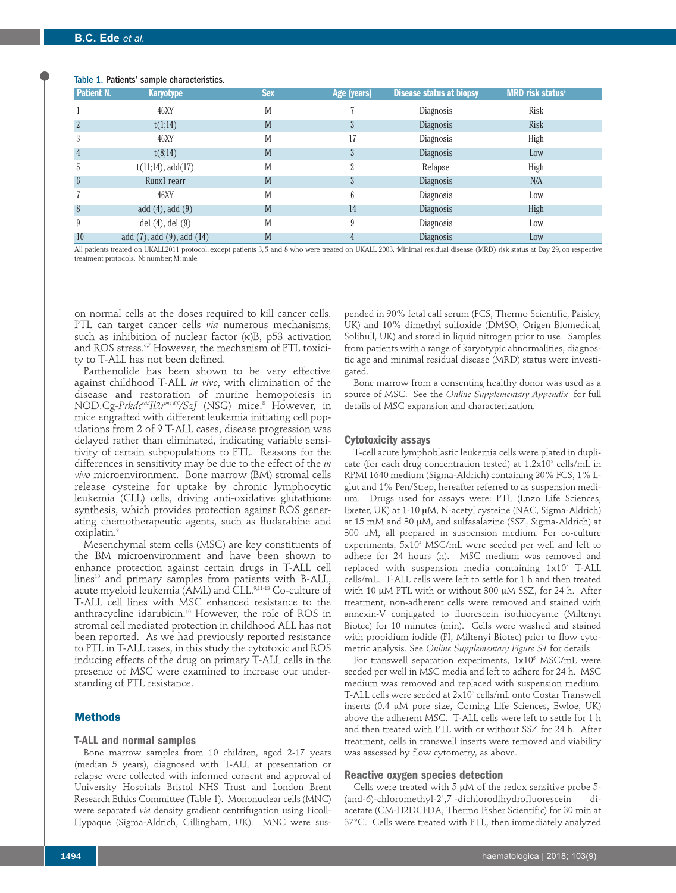Table 1. Patients' sample characteristics.

| Patient N. | Karyotype | Sex | Age (years) | Disease status at biopsy | MRD risk status[a] |
|---|---|---|---|---|---|
| 1 | 46XY | M | 7 | Diagnosis | Risk |
| 2 | t(1;14) | M | 3 | Diagnosis | Risk |
| 3 | 46XY | M | 17 | Diagnosis | High |
| 4 | t(8;14) | M | 3 | Diagnosis | Low |
| 5 | t(11;14), add(17) | M | 2 | Relapse | High |
| 6 | Runx1 rearr | M | 3 | Diagnosis | N/A |
| 7 | 46XY | M | 6 | Diagnosis | Low |
| 8 | add (4), add (9) | M | 14 | Diagnosis | High |
| 9 | del (4), del (9) | M | 9 | Diagnosis | Low |
| 10 | add (7), add (9), add (14) | M | 4 | Diagnosis | Low |

All patients treated on UKALL2011 protocol, except patients 3, 5 and 8 who were treated on UKALL 2003. [a]Minimal residual disease (MRD) risk status at Day 29, on respective treatment protocols. N: number; M: male.

on normal cells at the doses required to kill cancer cells. PTL can target cancer cells *via* numerous mechanisms, such as inhibition of nuclear factor (κ)B, p53 activation and ROS stress.[6,7] However, the mechanism of PTL toxicity to T-ALL has not been defined.

Parthenolide has been shown to be very effective against childhood T-ALL *in vivo*, with elimination of the disease and restoration of murine hemopoiesis in NOD.Cg-*Prkdc*$^{scid}$*Il2r*$^{tm1Wjl}$*/SzJ* (NSG) mice.[8] However, in mice engrafted with different leukemia initiating cell populations from 2 of 9 T-ALL cases, disease progression was delayed rather than eliminated, indicating variable sensitivity of certain subpopulations to PTL. Reasons for the differences in sensitivity may be due to the effect of the *in vivo* microenvironment. Bone marrow (BM) stromal cells release cysteine for uptake by chronic lymphocytic leukemia (CLL) cells, driving anti-oxidative glutathione synthesis, which provides protection against ROS generating chemotherapeutic agents, such as fludarabine and oxiplatin.[9]

Mesenchymal stem cells (MSC) are key constituents of the BM microenvironment and have been shown to enhance protection against certain drugs in T-ALL cell lines[10] and primary samples from patients with B-ALL, acute myeloid leukemia (AML) and CLL.[9,11-13] Co-culture of T-ALL cell lines with MSC enhanced resistance to the anthracycline idarubicin.[10] However, the role of ROS in stromal cell mediated protection in childhood ALL has not been reported. As we had previously reported resistance to PTL in T-ALL cases, in this study the cytotoxic and ROS inducing effects of the drug on primary T-ALL cells in the presence of MSC were examined to increase our understanding of PTL resistance.

## Methods

### T-ALL and normal samples

Bone marrow samples from 10 children, aged 2-17 years (median 5 years), diagnosed with T-ALL at presentation or relapse were collected with informed consent and approval of University Hospitals Bristol NHS Trust and London Brent Research Ethics Committee (Table 1). Mononuclear cells (MNC) were separated *via* density gradient centrifugation using Ficoll-Hypaque (Sigma-Aldrich, Gillingham, UK). MNC were suspended in 90% fetal calf serum (FCS, Thermo Scientific, Paisley, UK) and 10% dimethyl sulfoxide (DMSO, Origen Biomedical, Solihull, UK) and stored in liquid nitrogen prior to use. Samples from patients with a range of karyotypic abnormalities, diagnostic age and minimal residual disease (MRD) status were investigated.

Bone marrow from a consenting healthy donor was used as a source of MSC. See the *Online Supplementary Appendix* for full details of MSC expansion and characterization.

### Cytotoxicity assays

T-cell acute lymphoblastic leukemia cells were plated in duplicate (for each drug concentration tested) at $1.2x10^5$ cells/mL in RPMI 1640 medium (Sigma-Aldrich) containing 20% FCS, 1% L-glut and 1% Pen/Strep, hereafter referred to as suspension medium. Drugs used for assays were: PTL (Enzo Life Sciences, Exeter, UK) at 1-10 μM, N-acetyl cysteine (NAC, Sigma-Aldrich) at 15 mM and 30 μM, and sulfasalazine (SSZ, Sigma-Aldrich) at 300 μM, all prepared in suspension medium. For co-culture experiments, $5x10^4$ MSC/mL were seeded per well and left to adhere for 24 hours (h). MSC medium was removed and replaced with suspension media containing $1x10^5$ T-ALL cells/mL. T-ALL cells were left to settle for 1 h and then treated with 10 μM PTL with or without 300 μM SSZ, for 24 h. After treatment, non-adherent cells were removed and stained with annexin-V conjugated to fluorescein isothiocyante (Miltenyi Biotec) for 10 minutes (min). Cells were washed and stained with propidium iodide (PI, Miltenyi Biotec) prior to flow cytometric analysis. See *Online Supplementary Figure S1* for details.

For transwell separation experiments, $1x10^5$ MSC/mL were seeded per well in MSC media and left to adhere for 24 h. MSC medium was removed and replaced with suspension medium. T-ALL cells were seeded at $2x10^5$ cells/mL onto Costar Transwell inserts (0.4 μM pore size, Corning Life Sciences, Ewloe, UK) above the adherent MSC. T-ALL cells were left to settle for 1 h and then treated with PTL with or without SSZ for 24 h. After treatment, cells in transwell inserts were removed and viability was assessed by flow cytometry, as above.

### Reactive oxygen species detection

Cells were treated with 5 μM of the redox sensitive probe 5-(and-6)-chloromethyl-2',7'-dichlorodihydrofluorescein diacetate (CM-H2DCFDA, Thermo Fisher Scientific) for 30 min at 37°C. Cells were treated with PTL, then immediately analyzed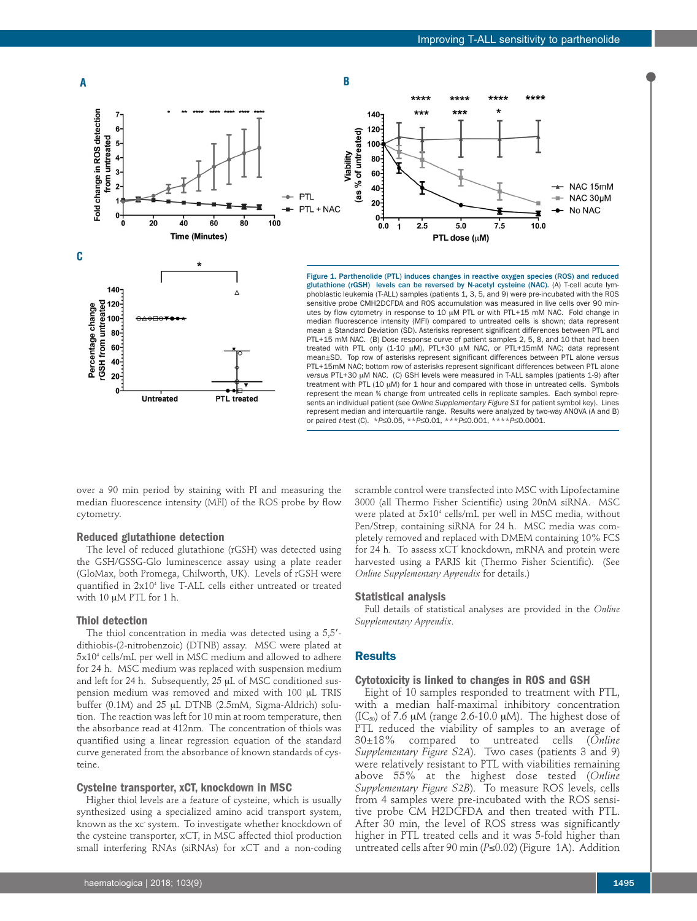Figure 1. Parthenolide (PTL) induces changes in reactive oxygen species (ROS) and reduced glutathione (rGSH) levels can be reversed by N-acetyl cysteine (NAC). (A) T-cell acute lymphoblastic leukemia (T-ALL) samples (patients 1, 3, 5, and 9) were pre-incubated with the ROS sensitive probe CMH2DCFDA and ROS accumulation was measured in live cells over 90 minutes by flow cytometry in response to 10 μM PTL or with PTL+15 mM NAC. Fold change in median fluorescence intensity (MFI) compared to untreated cells is shown; data represent mean ± Standard Deviation (SD). Asterisks represent significant differences between PTL and PTL+15 mM NAC. (B) Dose response curve of patient samples 2, 5, 8, and 10 that had been treated with PTL only (1-10 μM), PTL+30 μM NAC, or PTL+15mM NAC; data represent mean±SD. Top row of asterisks represent significant differences between PTL alone *versus* PTL+15mM NAC; bottom row of asterisks represent significant differences between PTL alone *versus* PTL+30 μM NAC. (C) GSH levels were measured in T-ALL samples (patients 1-9) after treatment with PTL (10 μM) for 1 hour and compared with those in untreated cells. Symbols represent the mean % change from untreated cells in replicate samples. Each symbol represents an individual patient (see *Online Supplementary Figure S1* for patient symbol key). Lines represent median and interquartile range. Results were analyzed by two-way ANOVA (A and B) or paired *t*-test (C). $^{*}P\leq0.05$, $^{**}P\leq0.01$, $^{***}P\leq0.001$, $^{****}P\leq0.0001$.

over a 90 min period by staining with PI and measuring the median fluorescence intensity (MFI) of the ROS probe by flow cytometry.

### Reduced glutathione detection

The level of reduced glutathione (rGSH) was detected using the GSH/GSSG-Glo luminescence assay using a plate reader (GloMax, both Promega, Chilworth, UK). Levels of rGSH were quantified in $2\times10^4$ live T-ALL cells either untreated or treated with 10 μM PTL for 1 h.

### Thiol detection

The thiol concentration in media was detected using a 5,5′-dithiobis-(2-nitrobenzoic) (DTNB) assay. MSC were plated at $5\times10^4$ cells/mL per well in MSC medium and allowed to adhere for 24 h. MSC medium was replaced with suspension medium and left for 24 h. Subsequently, 25 μL of MSC conditioned suspension medium was removed and mixed with 100 μL TRIS buffer (0.1M) and 25 μL DTNB (2.5mM, Sigma-Aldrich) solution. The reaction was left for 10 min at room temperature, then the absorbance read at 412nm. The concentration of thiols was quantified using a linear regression equation of the standard curve generated from the absorbance of known standards of cysteine.

### Cysteine transporter, xCT, knockdown in MSC

Higher thiol levels are a feature of cysteine, which is usually synthesized using a specialized amino acid transport system, known as the $x_c^-$ system. To investigate whether knockdown of the cysteine transporter, xCT, in MSC affected thiol production small interfering RNAs (siRNAs) for xCT and a non-coding scramble control were transfected into MSC with Lipofectamine 3000 (all Thermo Fisher Scientific) using 20nM siRNA. MSC were plated at $5\times10^4$ cells/mL per well in MSC media, without Pen/Strep, containing siRNA for 24 h. MSC media was completely removed and replaced with DMEM containing 10% FCS for 24 h. To assess xCT knockdown, mRNA and protein were harvested using a PARIS kit (Thermo Fisher Scientific). (See *Online Supplementary Appendix* for details.)

### Statistical analysis

Full details of statistical analyses are provided in the *Online Supplementary Appendix*.

## Results

### Cytotoxicity is linked to changes in ROS and GSH

Eight of 10 samples responded to treatment with PTL, with a median half-maximal inhibitory concentration ($IC_{50}$) of 7.6 μM (range 2.6-10.0 μM). The highest dose of PTL reduced the viability of samples to an average of 30±18% compared to untreated cells (*Online Supplementary Figure S2A*). Two cases (patients 3 and 9) were relatively resistant to PTL with viabilities remaining above 55% at the highest dose tested (*Online Supplementary Figure S2B*). To measure ROS levels, cells from 4 samples were pre-incubated with the ROS sensitive probe CM H2DCFDA and then treated with PTL. After 30 min, the level of ROS stress was significantly higher in PTL treated cells and it was 5-fold higher than untreated cells after 90 min ($P\leq0.02$) (Figure 1A). Addition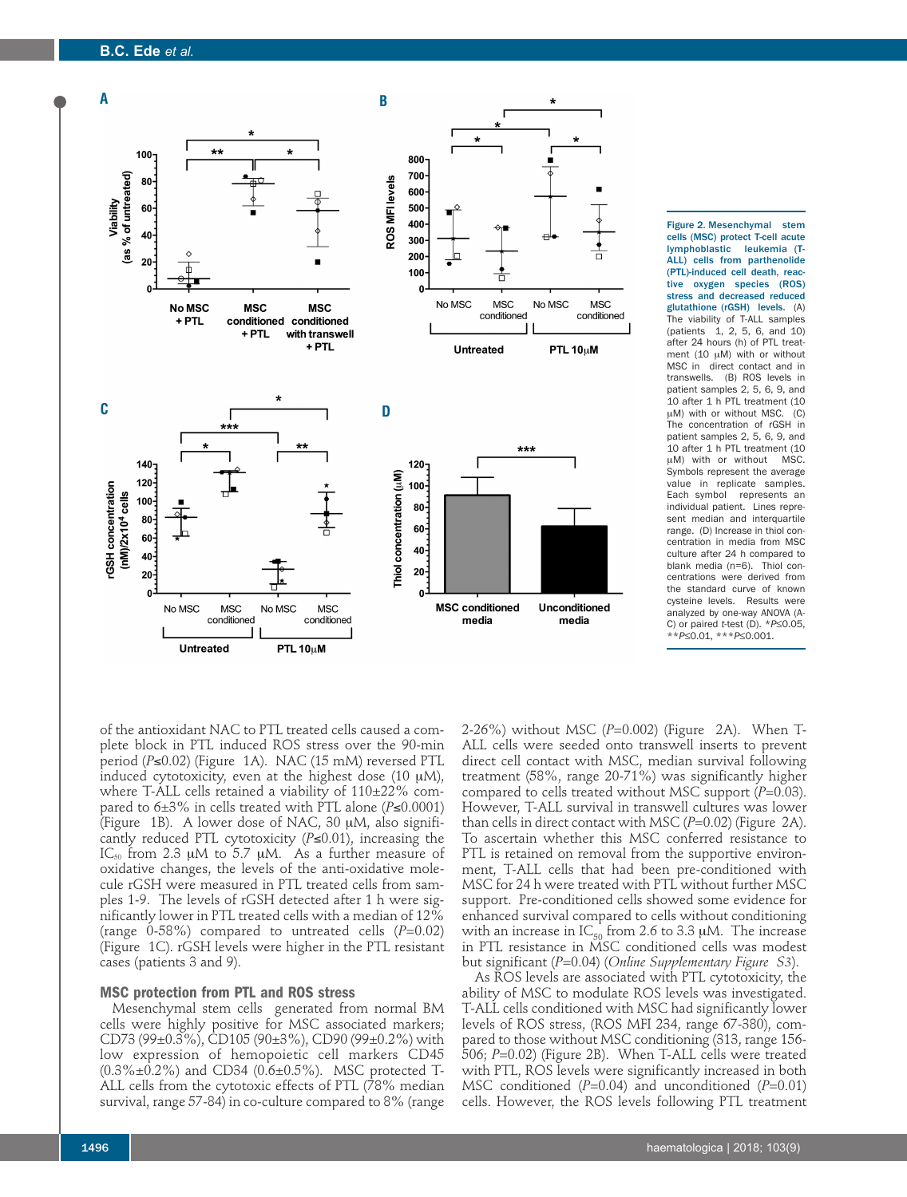**Figure 2. Mesenchymal stem cells (MSC) protect T-cell acute lymphoblastic leukemia (T-ALL) cells from parthenolide (PTL)-induced cell death, reactive oxygen species (ROS) stress and decreased reduced glutathione (rGSH) levels.** (A) The viability of T-ALL samples (patients 1, 2, 5, 6, and 10) after 24 hours (h) of PTL treatment (10 μM) with or without MSC in direct contact and in transwells. (B) ROS levels in patient samples 2, 5, 6, 9, and 10 after 1 h PTL treatment (10 μM) with or without MSC. (C) The concentration of rGSH in patient samples 2, 5, 6, 9, and 10 after 1 h PTL treatment (10 μM) with or without MSC. Symbols represent the average value in replicate samples. Each symbol represents an individual patient. Lines represent median and interquartile range. (D) Increase in thiol concentration in media from MSC culture after 24 h compared to blank media (n=6). Thiol concentrations were derived from the standard curve of known cysteine levels. Results were analyzed by one-way ANOVA (A-C) or paired *t*-test (D). \**P*≤0.05, \*\**P*≤0.01, \*\*\**P*≤0.001.

of the antioxidant NAC to PTL treated cells caused a complete block in PTL induced ROS stress over the 90-min period (*P*≤0.02) (Figure 1A). NAC (15 mM) reversed PTL induced cytotoxicity, even at the highest dose (10 μM), where T-ALL cells retained a viability of 110±22% compared to 6±3% in cells treated with PTL alone (*P*≤0.0001) (Figure 1B). A lower dose of NAC, 30 μM, also significantly reduced PTL cytotoxicity (*P*≤0.01), increasing the $IC_{50}$ from 2.3 μM to 5.7 μM. As a further measure of oxidative changes, the levels of the anti-oxidative molecule rGSH were measured in PTL treated cells from samples 1-9. The levels of rGSH detected after 1 h were significantly lower in PTL treated cells with a median of 12% (range 0-58%) compared to untreated cells (*P*=0.02) (Figure 1C). rGSH levels were higher in the PTL resistant cases (patients 3 and 9).

## MSC protection from PTL and ROS stress

Mesenchymal stem cells generated from normal BM cells were highly positive for MSC associated markers; CD73 (99±0.3%), CD105 (90±3%), CD90 (99±0.2%) with low expression of hemopoietic cell markers CD45 (0.3%±0.2%) and CD34 (0.6±0.5%). MSC protected T-ALL cells from the cytotoxic effects of PTL (78% median survival, range 57-84) in co-culture compared to 8% (range 2-26%) without MSC (*P*=0.002) (Figure 2A). When T-ALL cells were seeded onto transwell inserts to prevent direct cell contact with MSC, median survival following treatment (58%, range 20-71%) was significantly higher compared to cells treated without MSC support (*P*=0.03). However, T-ALL survival in transwell cultures was lower than cells in direct contact with MSC (*P*=0.02) (Figure 2A). To ascertain whether this MSC conferred resistance to PTL is retained on removal from the supportive environment, T-ALL cells that had been pre-conditioned with MSC for 24 h were treated with PTL without further MSC support. Pre-conditioned cells showed some evidence for enhanced survival compared to cells without conditioning with an increase in $IC_{50}$ from 2.6 to 3.3 μM. The increase in PTL resistance in MSC conditioned cells was modest but significant (*P*=0.04) (*Online Supplementary Figure S3*).

As ROS levels are associated with PTL cytotoxicity, the ability of MSC to modulate ROS levels was investigated. T-ALL cells conditioned with MSC had significantly lower levels of ROS stress, (ROS MFI 234, range 67-380), compared to those without MSC conditioning (313, range 156-506; *P*=0.02) (Figure 2B). When T-ALL cells were treated with PTL, ROS levels were significantly increased in both MSC conditioned (*P*=0.04) and unconditioned (*P*=0.01) cells. However, the ROS levels following PTL treatment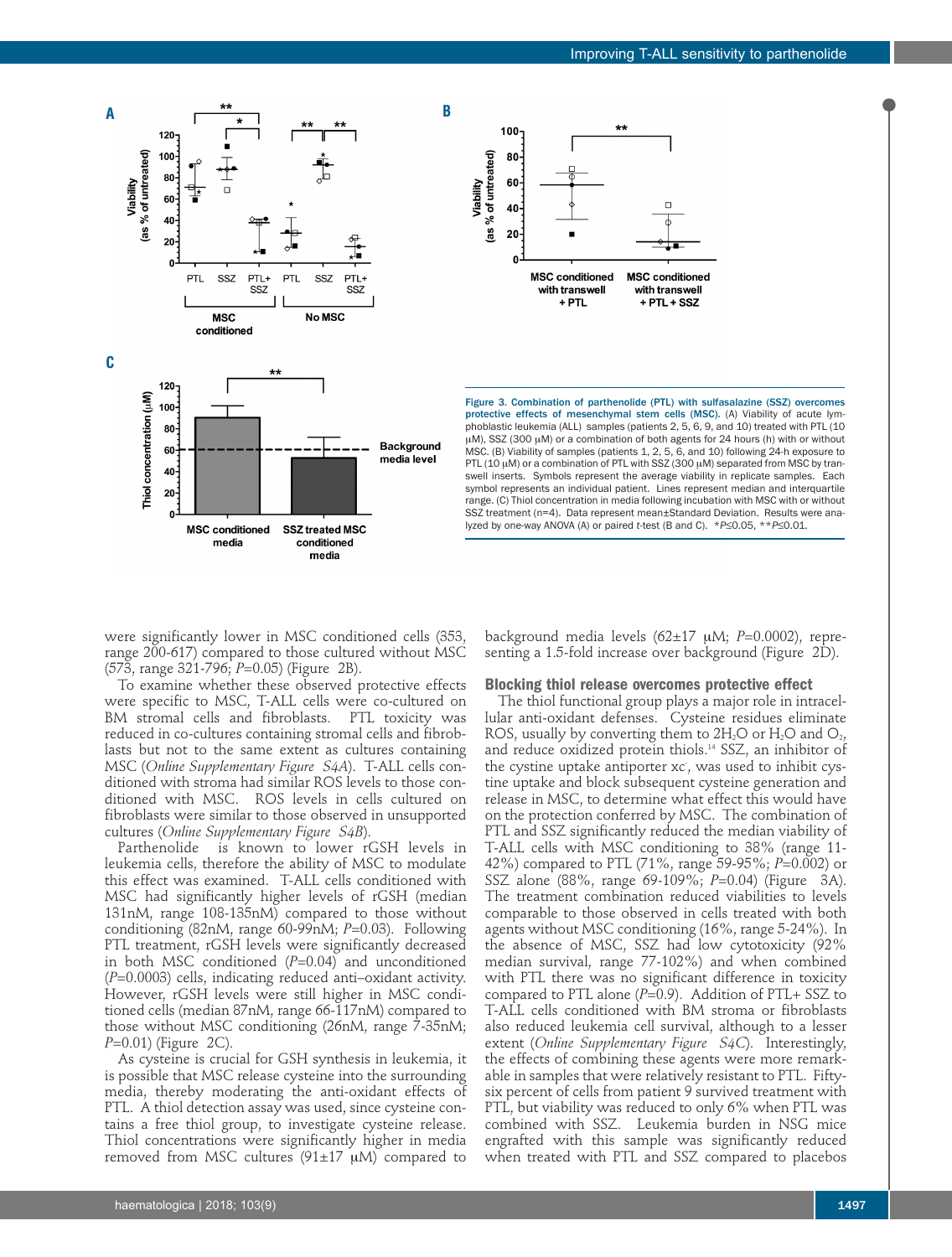Figure 3. Combination of parthenolide (PTL) with sulfasalazine (SSZ) overcomes protective effects of mesenchymal stem cells (MSC). (A) Viability of acute lymphoblastic leukemia (ALL) samples (patients 2, 5, 6, 9, and 10) treated with PTL (10 μM), SSZ (300 μM) or a combination of both agents for 24 hours (h) with or without MSC. (B) Viability of samples (patients 1, 2, 5, 6, and 10) following 24-h exposure to PTL (10 μM) or a combination of PTL with SSZ (300 μM) separated from MSC by transwell inserts. Symbols represent the average viability in replicate samples. Each symbol represents an individual patient. Lines represent median and interquartile range. (C) Thiol concentration in media following incubation with MSC with or without SSZ treatment (n=4). Data represent mean±Standard Deviation. Results were analyzed by one-way ANOVA (A) or paired *t*-test (B and C). \**P*≤0.05, \*\**P*≤0.01.

were significantly lower in MSC conditioned cells (353, range 200-617) compared to those cultured without MSC (573, range 321-796; *P*=0.05) (Figure 2B).

To examine whether these observed protective effects were specific to MSC, T-ALL cells were co-cultured on BM stromal cells and fibroblasts. PTL toxicity was reduced in co-cultures containing stromal cells and fibroblasts but not to the same extent as cultures containing MSC (*Online Supplementary Figure S4A*). T-ALL cells conditioned with stroma had similar ROS levels to those conditioned with MSC. ROS levels in cells cultured on fibroblasts were similar to those observed in unsupported cultures (*Online Supplementary Figure S4B*).

Parthenolide is known to lower rGSH levels in leukemia cells, therefore the ability of MSC to modulate this effect was examined. T-ALL cells conditioned with MSC had significantly higher levels of rGSH (median 131nM, range 108-135nM) compared to those without conditioning (82nM, range 60-99nM; *P*=0.03). Following PTL treatment, rGSH levels were significantly decreased in both MSC conditioned (*P*=0.04) and unconditioned (*P*=0.0003) cells, indicating reduced anti–oxidant activity. However, rGSH levels were still higher in MSC conditioned cells (median 87nM, range 66-117nM) compared to those without MSC conditioning (26nM, range 7-35nM; *P*=0.01) (Figure 2C).

As cysteine is crucial for GSH synthesis in leukemia, it is possible that MSC release cysteine into the surrounding media, thereby moderating the anti-oxidant effects of PTL. A thiol detection assay was used, since cysteine contains a free thiol group, to investigate cysteine release. Thiol concentrations were significantly higher in media removed from MSC cultures (91±17 μM) compared to background media levels (62±17 μM; *P*=0.0002), representing a 1.5-fold increase over background (Figure 2D).

## Blocking thiol release overcomes protective effect

The thiol functional group plays a major role in intracellular anti-oxidant defenses. Cysteine residues eliminate ROS, usually by converting them to $2H_2O$ or $H_2O$ and $O_2$, and reduce oxidized protein thiols.[14] SSZ, an inhibitor of the cystine uptake antiporter $xc^-$, was used to inhibit cystine uptake and block subsequent cysteine generation and release in MSC, to determine what effect this would have on the protection conferred by MSC. The combination of PTL and SSZ significantly reduced the median viability of T-ALL cells with MSC conditioning to 38% (range 11-42%) compared to PTL (71%, range 59-95%; *P*=0.002) or SSZ alone (88%, range 69-109%; *P*=0.04) (Figure 3A). The treatment combination reduced viabilities to levels comparable to those observed in cells treated with both agents without MSC conditioning (16%, range 5-24%). In the absence of MSC, SSZ had low cytotoxicity (92% median survival, range 77-102%) and when combined with PTL there was no significant difference in toxicity compared to PTL alone (*P*=0.9). Addition of PTL+ SSZ to T-ALL cells conditioned with BM stroma or fibroblasts also reduced leukemia cell survival, although to a lesser extent (*Online Supplementary Figure S4C*). Interestingly, the effects of combining these agents were more remarkable in samples that were relatively resistant to PTL. Fifty-six percent of cells from patient 9 survived treatment with PTL, but viability was reduced to only 6% when PTL was combined with SSZ. Leukemia burden in NSG mice engrafted with this sample was significantly reduced when treated with PTL and SSZ compared to placebos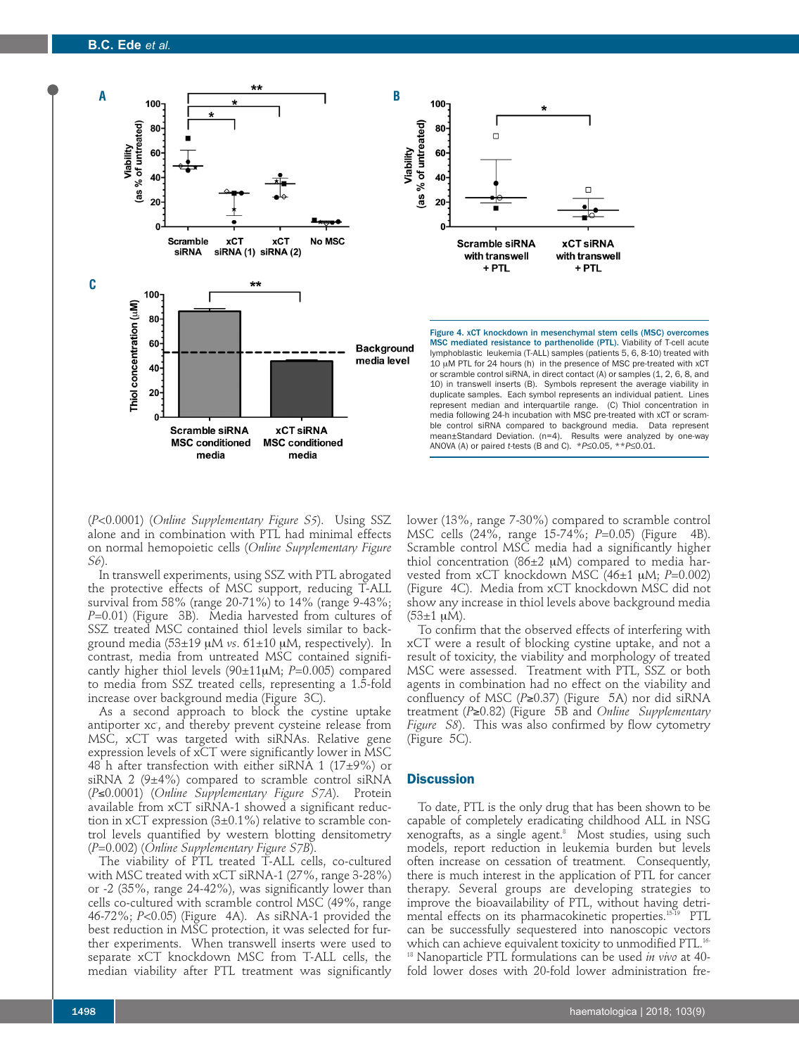**Figure 4. xCT knockdown in mesenchymal stem cells (MSC) overcomes MSC mediated resistance to parthenolide (PTL).** Viability of T-cell acute lymphoblastic leukemia (T-ALL) samples (patients 5, 6, 8-10) treated with 10 μM PTL for 24 hours (h) in the presence of MSC pre-treated with xCT or scramble control siRNA, in direct contact (A) or samples (1, 2, 6, 8, and 10) in transwell inserts (B). Symbols represent the average viability in duplicate samples. Each symbol represents an individual patient. Lines represent median and interquartile range. (C) Thiol concentration in media following 24-h incubation with MSC pre-treated with xCT or scramble control siRNA compared to background media. Data represent mean±Standard Deviation. (n=4). Results were analyzed by one-way ANOVA (A) or paired t-tests (B and C). *$P$≤0.05, **$P$≤0.01.

($P$<0.0001) (*Online Supplementary Figure S5*). Using SSZ alone and in combination with PTL had minimal effects on normal hemopoietic cells (*Online Supplementary Figure S6*).

In transwell experiments, using SSZ with PTL abrogated the protective effects of MSC support, reducing T-ALL survival from 58% (range 20-71%) to 14% (range 9-43%; $P$=0.01) (Figure 3B). Media harvested from cultures of SSZ treated MSC contained thiol levels similar to background media (53±19 μM *vs.* 61±10 μM, respectively). In contrast, media from untreated MSC contained significantly higher thiol levels (90±11μM; $P$=0.005) compared to media from SSZ treated cells, representing a 1.5-fold increase over background media (Figure 3C).

As a second approach to block the cystine uptake antiporter $x_c^-$, and thereby prevent cysteine release from MSC, xCT was targeted with siRNAs. Relative gene expression levels of xCT were significantly lower in MSC 48 h after transfection with either siRNA 1 (17±9%) or siRNA 2 (9±4%) compared to scramble control siRNA ($P$≤0.0001) (*Online Supplementary Figure S7A*). Protein available from xCT siRNA-1 showed a significant reduction in xCT expression (3±0.1%) relative to scramble control levels quantified by western blotting densitometry ($P$=0.002) (*Online Supplementary Figure S7B*).

The viability of PTL treated T-ALL cells, co-cultured with MSC treated with xCT siRNA-1 (27%, range 3-28%) or -2 (35%, range 24-42%), was significantly lower than cells co-cultured with scramble control MSC (49%, range 46-72%; $P$<0.05) (Figure 4A). As siRNA-1 provided the best reduction in MSC protection, it was selected for further experiments. When transwell inserts were used to separate xCT knockdown MSC from T-ALL cells, the median viability after PTL treatment was significantly lower (13%, range 7-30%) compared to scramble control MSC cells (24%, range 15-74%; $P$=0.05) (Figure 4B). Scramble control MSC media had a significantly higher thiol concentration (86±2 μM) compared to media harvested from xCT knockdown MSC (46±1 μM; $P$=0.002) (Figure 4C). Media from xCT knockdown MSC did not show any increase in thiol levels above background media (53±1 μM).

To confirm that the observed effects of interfering with xCT were a result of blocking cystine uptake, and not a result of toxicity, the viability and morphology of treated MSC were assessed. Treatment with PTL, SSZ or both agents in combination had no effect on the viability and confluency of MSC ($P$≥0.37) (Figure 5A) nor did siRNA treatment ($P$≥0.82) (Figure 5B and *Online Supplementary Figure S8*). This was also confirmed by flow cytometry (Figure 5C).

## Discussion

To date, PTL is the only drug that has been shown to be capable of completely eradicating childhood ALL in NSG xenografts, as a single agent.[8] Most studies, using such models, report reduction in leukemia burden but levels often increase on cessation of treatment. Consequently, there is much interest in the application of PTL for cancer therapy. Several groups are developing strategies to improve the bioavailability of PTL, without having detrimental effects on its pharmacokinetic properties.[15-19] PTL can be successfully sequestered into nanoscopic vectors which can achieve equivalent toxicity to unmodified PTL.[16-18] Nanoparticle PTL formulations can be used *in vivo* at 40-fold lower doses with 20-fold lower administration fre-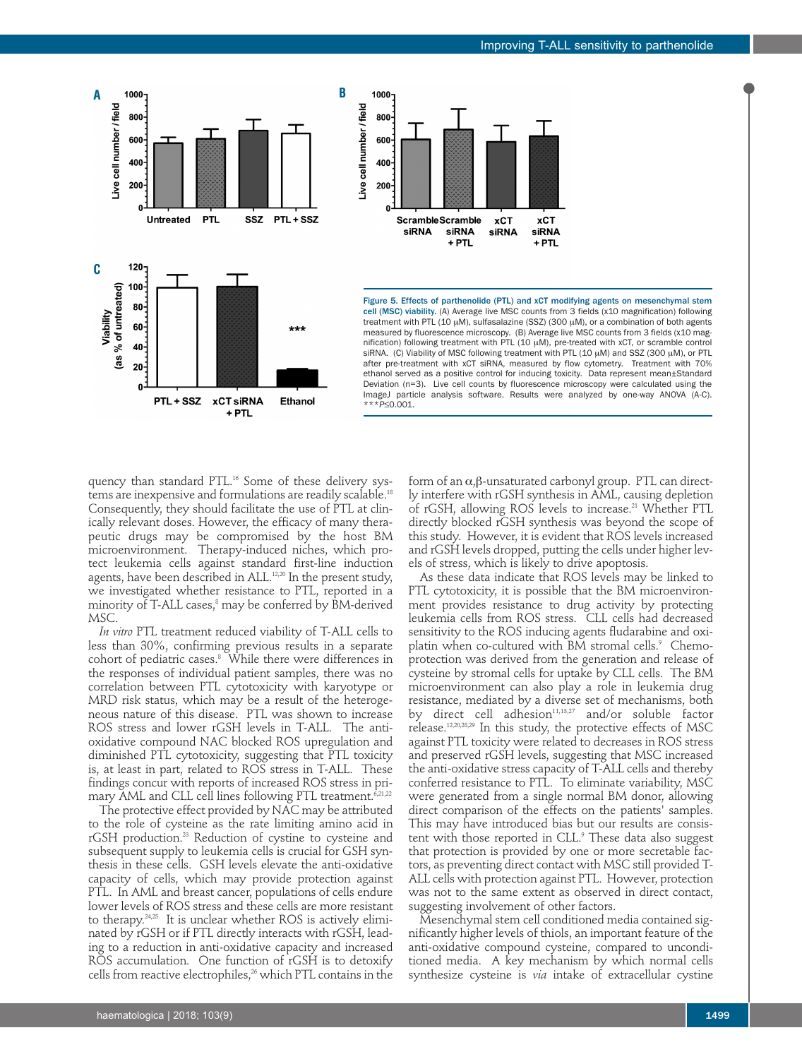Figure 5. Effects of parthenolide (PTL) and xCT modifying agents on mesenchymal stem cell (MSC) viability. (A) Average live MSC counts from 3 fields (x10 magnification) following treatment with PTL (10 μM), sulfasalazine (SSZ) (300 μM), or a combination of both agents measured by fluorescence microscopy. (B) Average live MSC counts from 3 fields (x10 magnification) following treatment with PTL (10 μM), pre-treated with xCT, or scramble control siRNA. (C) Viability of MSC following treatment with PTL (10 μM) and SSZ (300 μM), or PTL after pre-treatment with xCT siRNA, measured by flow cytometry. Treatment with 70% ethanol served as a positive control for inducing toxicity. Data represent mean±Standard Deviation (n=3). Live cell counts by fluorescence microscopy were calculated using the ImageJ particle analysis software. Results were analyzed by one-way ANOVA (A-C). ****P*≤0.001.

quency than standard PTL.[16] Some of these delivery systems are inexpensive and formulations are readily scalable.[18] Consequently, they should facilitate the use of PTL at clinically relevant doses. However, the efficacy of many therapeutic drugs may be compromised by the host BM microenvironment. Therapy-induced niches, which protect leukemia cells against standard first-line induction agents, have been described in ALL.[12,20] In the present study, we investigated whether resistance to PTL, reported in a minority of T-ALL cases,[8] may be conferred by BM-derived MSC.

*In vitro* PTL treatment reduced viability of T-ALL cells to less than 30%, confirming previous results in a separate cohort of pediatric cases.[8] While there were differences in the responses of individual patient samples, there was no correlation between PTL cytotoxicity with karyotype or MRD risk status, which may be a result of the heterogeneous nature of this disease. PTL was shown to increase ROS stress and lower rGSH levels in T-ALL. The anti-oxidative compound NAC blocked ROS upregulation and diminished PTL cytotoxicity, suggesting that PTL toxicity is, at least in part, related to ROS stress in T-ALL. These findings concur with reports of increased ROS stress in primary AML and CLL cell lines following PTL treatment.[6,21,22]

The protective effect provided by NAC may be attributed to the role of cysteine as the rate limiting amino acid in rGSH production.[23] Reduction of cystine to cysteine and subsequent supply to leukemia cells is crucial for GSH synthesis in these cells. GSH levels elevate the anti-oxidative capacity of cells, which may provide protection against PTL. In AML and breast cancer, populations of cells endure lower levels of ROS stress and these cells are more resistant to therapy.[24,25] It is unclear whether ROS is actively eliminated by rGSH or if PTL directly interacts with rGSH, leading to a reduction in anti-oxidative capacity and increased ROS accumulation. One function of rGSH is to detoxify cells from reactive electrophiles,[26] which PTL contains in the form of an α,β-unsaturated carbonyl group. PTL can directly interfere with rGSH synthesis in AML, causing depletion of rGSH, allowing ROS levels to increase.[21] Whether PTL directly blocked rGSH synthesis was beyond the scope of this study. However, it is evident that ROS levels increased and rGSH levels dropped, putting the cells under higher levels of stress, which is likely to drive apoptosis.

As these data indicate that ROS levels may be linked to PTL cytotoxicity, it is possible that the BM microenvironment provides resistance to drug activity by protecting leukemia cells from ROS stress. CLL cells had decreased sensitivity to the ROS inducing agents fludarabine and oxiplatin when co-cultured with BM stromal cells.[9] Chemoprotection was derived from the generation and release of cysteine by stromal cells for uptake by CLL cells. The BM microenvironment can also play a role in leukemia drug resistance, mediated by a diverse set of mechanisms, both by direct cell adhesion[11,13,27] and/or soluble factor release.[12,20,28,29] In this study, the protective effects of MSC against PTL toxicity were related to decreases in ROS stress and preserved rGSH levels, suggesting that MSC increased the anti-oxidative stress capacity of T-ALL cells and thereby conferred resistance to PTL. To eliminate variability, MSC were generated from a single normal BM donor, allowing direct comparison of the effects on the patients' samples. This may have introduced bias but our results are consistent with those reported in CLL.[9] These data also suggest that protection is provided by one or more secretable factors, as preventing direct contact with MSC still provided T-ALL cells with protection against PTL. However, protection was not to the same extent as observed in direct contact, suggesting involvement of other factors.

Mesenchymal stem cell conditioned media contained significantly higher levels of thiols, an important feature of the anti-oxidative compound cysteine, compared to unconditioned media. A key mechanism by which normal cells synthesize cysteine is *via* intake of extracellular cystine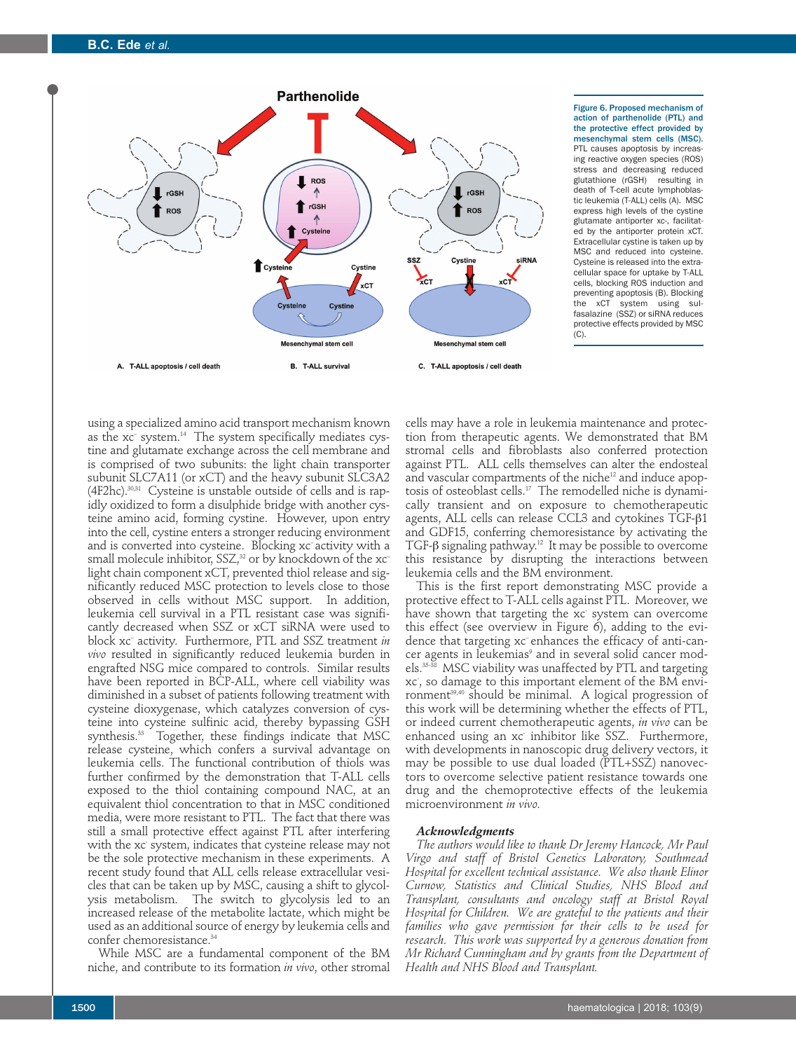Figure 6. Proposed mechanism of action of parthenolide (PTL) and the protective effect provided by mesenchymal stem cells (MSC). PTL causes apoptosis by increasing reactive oxygen species (ROS) stress and decreasing reduced glutathione (rGSH) resulting in death of T-cell acute lymphoblastic leukemia (T-ALL) cells (A). MSC express high levels of the cystine glutamate antiporter xc-, facilitated by the antiporter protein xCT. Extracellular cystine is taken up by MSC and reduced into cysteine. Cysteine is released into the extracellular space for uptake by T-ALL cells, blocking ROS induction and preventing apoptosis (B). Blocking the xCT system using sulfasalazine (SSZ) or siRNA reduces protective effects provided by MSC (C).

using a specialized amino acid transport mechanism known as the $xc^-$ system.[14] The system specifically mediates cystine and glutamate exchange across the cell membrane and is comprised of two subunits: the light chain transporter subunit SLC7A11 (or xCT) and the heavy subunit SLC3A2 (4F2hc).[30,31] Cysteine is unstable outside of cells and is rapidly oxidized to form a disulphide bridge with another cysteine amino acid, forming cystine. However, upon entry into the cell, cystine enters a stronger reducing environment and is converted into cysteine. Blocking $xc^-$ activity with a small molecule inhibitor, SSZ,[32] or by knockdown of the $xc^-$ light chain component xCT, prevented thiol release and significantly reduced MSC protection to levels close to those observed in cells without MSC support. In addition, leukemia cell survival in a PTL resistant case was significantly decreased when SSZ or xCT siRNA were used to block $xc^-$ activity. Furthermore, PTL and SSZ treatment *in vivo* resulted in significantly reduced leukemia burden in engrafted NSG mice compared to controls. Similar results have been reported in BCP-ALL, where cell viability was diminished in a subset of patients following treatment with cysteine dioxygenase, which catalyzes conversion of cysteine into cysteine sulfinic acid, thereby bypassing GSH synthesis.[33] Together, these findings indicate that MSC release cysteine, which confers a survival advantage on leukemia cells. The functional contribution of thiols was further confirmed by the demonstration that T-ALL cells exposed to the thiol containing compound NAC, at an equivalent thiol concentration to that in MSC conditioned media, were more resistant to PTL. The fact that there was still a small protective effect against PTL after interfering with the $xc^-$ system, indicates that cysteine release may not be the sole protective mechanism in these experiments. A recent study found that ALL cells release extracellular vesicles that can be taken up by MSC, causing a shift to glycolysis metabolism. The switch to glycolysis led to an increased release of the metabolite lactate, which might be used as an additional source of energy by leukemia cells and confer chemoresistance.[34]

While MSC are a fundamental component of the BM niche, and contribute to its formation *in vivo*, other stromal cells may have a role in leukemia maintenance and protection from therapeutic agents. We demonstrated that BM stromal cells and fibroblasts also conferred protection against PTL. ALL cells themselves can alter the endosteal and vascular compartments of the niche[12] and induce apoptosis of osteoblast cells.[17] The remodelled niche is dynamically transient and on exposure to chemotherapeutic agents, ALL cells can release CCL3 and cytokines TGF-β1 and GDF15, conferring chemoresistance by activating the TGF-β signaling pathway.[12] It may be possible to overcome this resistance by disrupting the interactions between leukemia cells and the BM environment.

This is the first report demonstrating MSC provide a protective effect to T-ALL cells against PTL. Moreover, we have shown that targeting the $xc^-$ system can overcome this effect (see overview in Figure 6), adding to the evidence that targeting $xc^-$ enhances the efficacy of anti-cancer agents in leukemias[9] and in several solid cancer models.[35-38] MSC viability was unaffected by PTL and targeting $xc^-$, so damage to this important element of the BM environment[39,40] should be minimal. A logical progression of this work will be determining whether the effects of PTL, or indeed current chemotherapeutic agents, *in vivo* can be enhanced using an $xc^-$ inhibitor like SSZ. Furthermore, with developments in nanoscopic drug delivery vectors, it may be possible to use dual loaded (PTL+SSZ) nanovectors to overcome selective patient resistance towards one drug and the chemoprotective effects of the leukemia microenvironment *in vivo*.

### Acknowledgments

*The authors would like to thank Dr Jeremy Hancock, Mr Paul Virgo and staff of Bristol Genetics Laboratory, Southmead Hospital for excellent technical assistance. We also thank Elinor Curnow, Statistics and Clinical Studies, NHS Blood and Transplant, consultants and oncology staff at Bristol Royal Hospital for Children. We are grateful to the patients and their families who gave permission for their cells to be used for research. This work was supported by a generous donation from Mr Richard Cunningham and by grants from the Department of Health and NHS Blood and Transplant.*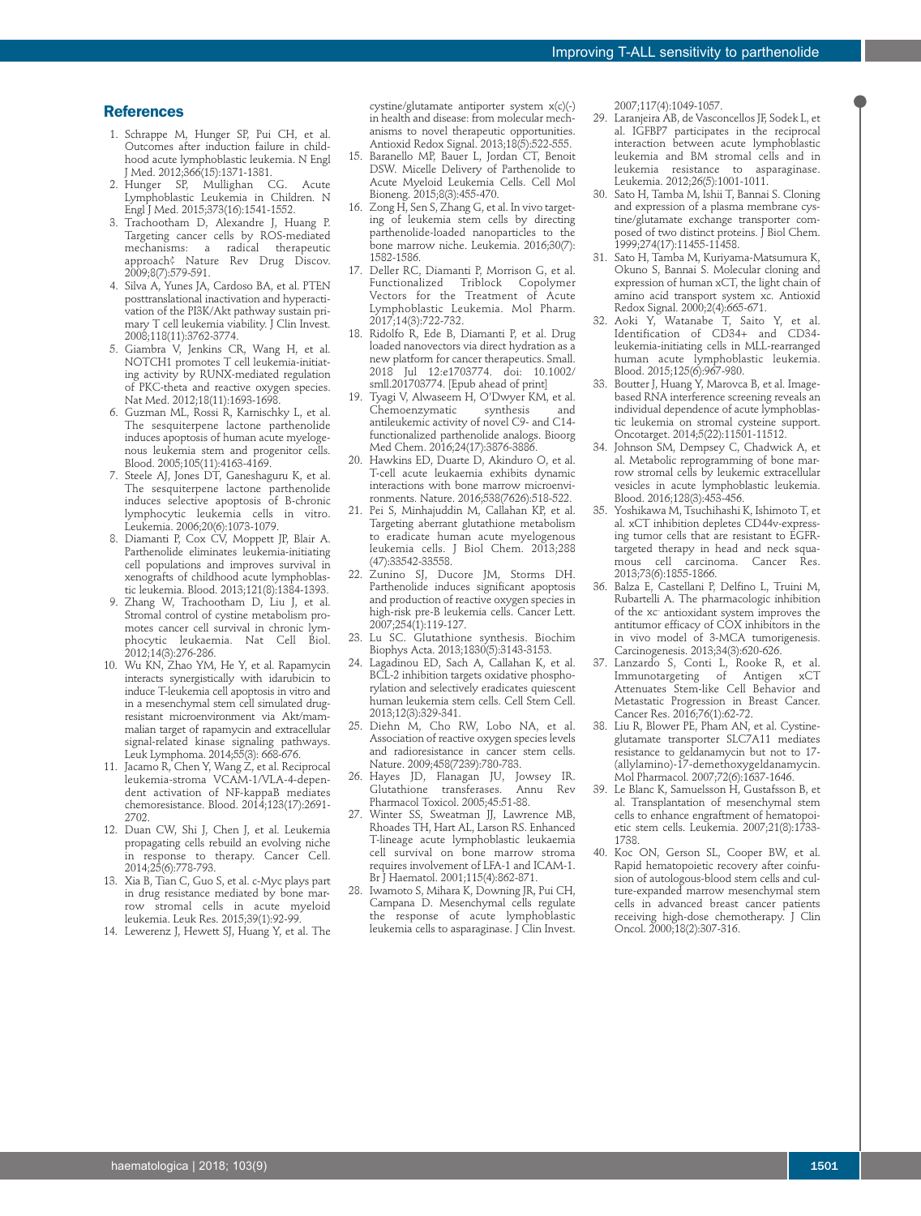## References

1. Schrappe M, Hunger SP, Pui CH, et al. Outcomes after induction failure in childhood acute lymphoblastic leukemia. N Engl J Med. 2012;366(15):1371-1381.
2. Hunger SP, Mullighan CG. Acute Lymphoblastic Leukemia in Children. N Engl J Med. 2015;373(16):1541-1552.
3. Trachootham D, Alexandre J, Huang P. Targeting cancer cells by ROS-mediated mechanisms: a radical therapeutic approach? Nature Rev Drug Discov. 2009;8(7):579-591.
4. Silva A, Yunes JA, Cardoso BA, et al. PTEN posttranslational inactivation and hyperactivation of the PI3K/Akt pathway sustain primary T cell leukemia viability. J Clin Invest. 2008;118(11):3762-3774.
5. Giambra V, Jenkins CR, Wang H, et al. NOTCH1 promotes T cell leukemia-initiating activity by RUNX-mediated regulation of PKC-theta and reactive oxygen species. Nat Med. 2012;18(11):1693-1698.
6. Guzman ML, Rossi R, Karnischky L, et al. The sesquiterpene lactone parthenolide induces apoptosis of human acute myelogenous leukemia stem and progenitor cells. Blood. 2005;105(11):4163-4169.
7. Steele AJ, Jones DT, Ganeshaguru K, et al. The sesquiterpene lactone parthenolide induces selective apoptosis of B-chronic lymphocytic leukemia cells in vitro. Leukemia. 2006;20(6):1073-1079.
8. Diamanti P, Cox CV, Moppett JP, Blair A. Parthenolide eliminates leukemia-initiating cell populations and improves survival in xenografts of childhood acute lymphoblastic leukemia. Blood. 2013;121(8):1384-1393.
9. Zhang W, Trachootham D, Liu J, et al. Stromal control of cystine metabolism promotes cancer cell survival in chronic lymphocytic leukaemia. Nat Cell Biol. 2012;14(3):276-286.
10. Wu KN, Zhao YM, He Y, et al. Rapamycin interacts synergistically with idarubicin to induce T-leukemia cell apoptosis in vitro and in a mesenchymal stem cell simulated drug-resistant microenvironment via Akt/mammalian target of rapamycin and extracellular signal-related kinase signaling pathways. Leuk Lymphoma. 2014;55(3): 668-676.
11. Jacamo R, Chen Y, Wang Z, et al. Reciprocal leukemia-stroma VCAM-1/VLA-4-dependent activation of NF-kappaB mediates chemoresistance. Blood. 2014;123(17):2691-2702.
12. Duan CW, Shi J, Chen J, et al. Leukemia propagating cells rebuild an evolving niche in response to therapy. Cancer Cell. 2014;25(6):778-793.
13. Xia B, Tian C, Guo S, et al. c-Myc plays part in drug resistance mediated by bone marrow stromal cells in acute myeloid leukemia. Leuk Res. 2015;39(1):92-99.
14. Lewerenz J, Hewett SJ, Huang Y, et al. The cystine/glutamate antiporter system x(c)(-) in health and disease: from molecular mechanisms to novel therapeutic opportunities. Antioxid Redox Signal. 2013;18(5):522-555.
15. Baranello MP, Bauer L, Jordan CT, Benoit DSW. Micelle Delivery of Parthenolide to Acute Myeloid Leukemia Cells. Cell Mol Bioeng. 2015;8(3):455-470.
16. Zong H, Sen S, Zhang G, et al. In vivo targeting of leukemia stem cells by directing parthenolide-loaded nanoparticles to the bone marrow niche. Leukemia. 2016;30(7):1582-1586.
17. Deller RC, Diamanti P, Morrison G, et al. Functionalized Triblock Copolymer Vectors for the Treatment of Acute Lymphoblastic Leukemia. Mol Pharm. 2017;14(3):722-732.
18. Ridolfo R, Ede B, Diamanti P, et al. Drug loaded nanovectors via direct hydration as a new platform for cancer therapeutics. Small. 2018 Jul 12:e1703774. doi: 10.1002/smll.201703774. [Epub ahead of print]
19. Tyagi V, Alwaseem H, O'Dwyer KM, et al. Chemoenzymatic synthesis and antileukemic activity of novel C9- and C14-functionalized parthenolide analogs. Bioorg Med Chem. 2016;24(17):3876-3886.
20. Hawkins ED, Duarte D, Akinduro O, et al. T-cell acute leukaemia exhibits dynamic interactions with bone marrow microenvironments. Nature. 2016;538(7626):518-522.
21. Pei S, Minhajuddin M, Callahan KP, et al. Targeting aberrant glutathione metabolism to eradicate human acute myelogenous leukemia cells. J Biol Chem. 2013;288(47):33542-33558.
22. Zunino SJ, Ducore JM, Storms DH. Parthenolide induces significant apoptosis and production of reactive oxygen species in high-risk pre-B leukemia cells. Cancer Lett. 2007;254(1):119-127.
23. Lu SC. Glutathione synthesis. Biochim Biophys Acta. 2013;1830(5):3143-3153.
24. Lagadinou ED, Sach A, Callahan K, et al. BCL-2 inhibition targets oxidative phosphorylation and selectively eradicates quiescent human leukemia stem cells. Cell Stem Cell. 2013;12(3):329-341.
25. Diehn M, Cho RW, Lobo NA, et al. Association of reactive oxygen species levels and radioresistance in cancer stem cells. Nature. 2009;458(7239):780-783.
26. Hayes JD, Flanagan JU, Jowsey IR. Glutathione transferases. Annu Rev Pharmacol Toxicol. 2005;45:51-88.
27. Winter SS, Sweatman JJ, Lawrence MB, Rhoades TH, Hart AL, Larson RS. Enhanced T-lineage acute lymphoblastic leukaemia cell survival on bone marrow stroma requires involvement of LFA-1 and ICAM-1. Br J Haematol. 2001;115(4):862-871.
28. Iwamoto S, Mihara K, Downing JR, Pui CH, Campana D. Mesenchymal cells regulate the response of acute lymphoblastic leukemia cells to asparaginase. J Clin Invest. 2007;117(4):1049-1057.
29. Laranjeira AB, de Vasconcellos JF, Sodek L, et al. IGFBP7 participates in the reciprocal interaction between acute lymphoblastic leukemia and BM stromal cells and in leukemia resistance to asparaginase. Leukemia. 2012;26(5):1001-1011.
30. Sato H, Tamba M, Ishii T, Bannai S. Cloning and expression of a plasma membrane cystine/glutamate exchange transporter composed of two distinct proteins. J Biol Chem. 1999;274(17):11455-11458.
31. Sato H, Tamba M, Kuriyama-Matsumura K, Okuno S, Bannai S. Molecular cloning and expression of human xCT, the light chain of amino acid transport system xc. Antioxid Redox Signal. 2000;2(4):665-671.
32. Aoki Y, Watanabe T, Saito Y, et al. Identification of CD34+ and CD34- leukemia-initiating cells in MLL-rearranged human acute lymphoblastic leukemia. Blood. 2015;125(6):967-980.
33. Boutter J, Huang Y, Marovca B, et al. Image-based RNA interference screening reveals an individual dependence of acute lymphoblastic leukemia on stromal cysteine support. Oncotarget. 2014;5(22):11501-11512.
34. Johnson SM, Dempsey C, Chadwick A, et al. Metabolic reprogramming of bone marrow stromal cells by leukemic extracellular vesicles in acute lymphoblastic leukemia. Blood. 2016;128(3):453-456.
35. Yoshikawa M, Tsuchihashi K, Ishimoto T, et al. xCT inhibition depletes CD44v-expressing tumor cells that are resistant to EGFR-targeted therapy in head and neck squamous cell carcinoma. Cancer Res. 2013;73(6):1855-1866.
36. Balza E, Castellani P, Delfino L, Truini M, Rubartelli A. The pharmacologic inhibition of the xc- antioxidant system improves the antitumor efficacy of COX inhibitors in the in vivo model of 3-MCA tumorigenesis. Carcinogenesis. 2013;34(3):620-626.
37. Lanzardo S, Conti L, Rooke R, et al. Immunotargeting of Antigen xCT Attenuates Stem-like Cell Behavior and Metastatic Progression in Breast Cancer. Cancer Res. 2016;76(1):62-72.
38. Liu R, Blower PE, Pham AN, et al. Cystine-glutamate transporter SLC7A11 mediates resistance to geldanamycin but not to 17-(allylamino)-17-demethoxygeldanamycin. Mol Pharmacol. 2007;72(6):1637-1646.
39. Le Blanc K, Samuelsson H, Gustafsson B, et al. Transplantation of mesenchymal stem cells to enhance engraftment of hematopoietic stem cells. Leukemia. 2007;21(8):1733-1738.
40. Koc ON, Gerson SL, Cooper BW, et al. Rapid hematopoietic recovery after coinfusion of autologous-blood stem cells and culture-expanded marrow mesenchymal stem cells in advanced breast cancer patients receiving high-dose chemotherapy. J Clin Oncol. 2000;18(2):307-316.